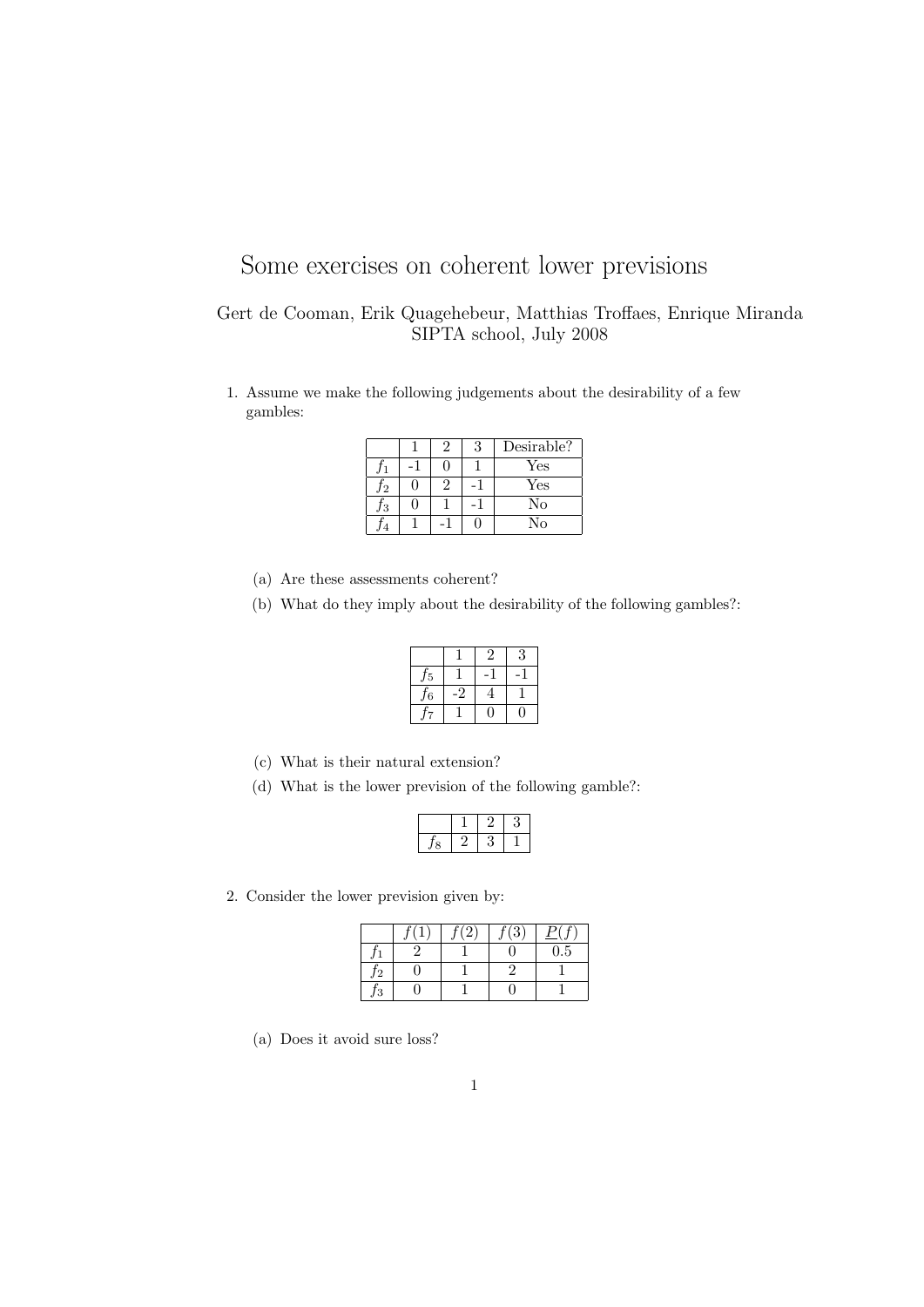# Some exercises on coherent lower previsions

Gert de Cooman, Erik Quaeghebeur, Matthias Troffaes, Enrique Miranda
SIPTA school, July 2008

1. Assume we make the following judgements about the desirability of a few gambles:

|  | 1 | 2 | 3 | Desirable? |
|---|---|---|---|---|
| $f_1$ | -1 | 0 | 1 | Yes |
| $f_2$ | 0 | 2 | -1 | Yes |
| $f_3$ | 0 | 1 | -1 | No |
| $f_4$ | 1 | -1 | 0 | No |

   (a) Are these assessments coherent?

   (b) What do they imply about the desirability of the following gambles?:

|  | 1 | 2 | 3 |
|---|---|---|---|
| $f_5$ | 1 | -1 | -1 |
| $f_6$ | -2 | 4 | 1 |
| $f_7$ | 1 | 0 | 0 |

   (c) What is their natural extension?

   (d) What is the lower prevision of the following gamble?:

|  | 1 | 2 | 3 |
|---|---|---|---|
| $f_8$ | 2 | 3 | 1 |

2. Consider the lower prevision given by:

|  | $f(1)$ | $f(2)$ | $f(3)$ | $\underline{P}(f)$ |
|---|---|---|---|---|
| $f_1$ | 2 | 1 | 0 | 0.5 |
| $f_2$ | 0 | 1 | 2 | 1 |
| $f_3$ | 0 | 1 | 0 | 1 |

   (a) Does it avoid sure loss?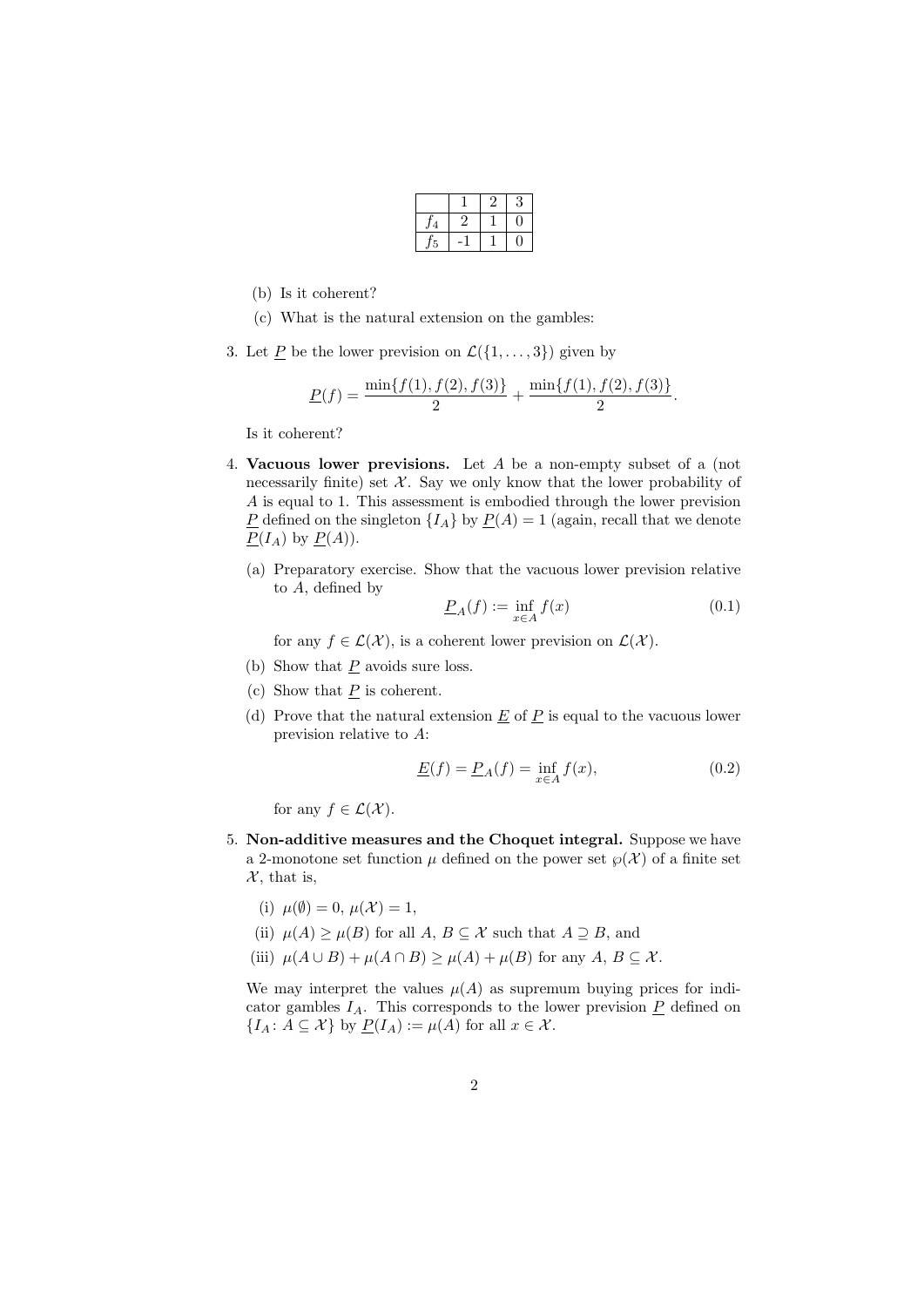| | 1 | 2 | 3 |
|---|---|---|---|
| $f_4$ | 2 | 1 | 0 |
| $f_5$ | -1 | 1 | 0 |

(b) Is it coherent?

(c) What is the natural extension on the gambles:

3. Let $\underline{P}$ be the lower prevision on $\mathcal{L}(\{1, \ldots, 3\})$ given by

$$\underline{P}(f) = \frac{\min\{f(1), f(2), f(3)\}}{2} + \frac{\min\{f(1), f(2), f(3)\}}{2}.$$

Is it coherent?

4. **Vacuous lower previsions.** Let $A$ be a non-empty subset of a (not necessarily finite) set $\mathcal{X}$. Say we only know that the lower probability of $A$ is equal to 1. This assessment is embodied through the lower prevision $\underline{P}$ defined on the singleton $\{I_A\}$ by $\underline{P}(A) = 1$ (again, recall that we denote $\underline{P}(I_A)$ by $\underline{P}(A)$).

   (a) Preparatory exercise. Show that the vacuous lower prevision relative to $A$, defined by

   $$\underline{P}_A(f) := \inf_{x \in A} f(x) \tag{0.1}$$

   for any $f \in \mathcal{L}(\mathcal{X})$, is a coherent lower prevision on $\mathcal{L}(\mathcal{X})$.

   (b) Show that $\underline{P}$ avoids sure loss.

   (c) Show that $\underline{P}$ is coherent.

   (d) Prove that the natural extension $\underline{E}$ of $\underline{P}$ is equal to the vacuous lower prevision relative to $A$:

   $$\underline{E}(f) = \underline{P}_A(f) = \inf_{x \in A} f(x), \tag{0.2}$$

   for any $f \in \mathcal{L}(\mathcal{X})$.

5. **Non-additive measures and the Choquet integral.** Suppose we have a 2-monotone set function $\mu$ defined on the power set $\wp(\mathcal{X})$ of a finite set $\mathcal{X}$, that is,

   (i) $\mu(\emptyset) = 0$, $\mu(\mathcal{X}) = 1$,

   (ii) $\mu(A) \geq \mu(B)$ for all $A$, $B \subseteq \mathcal{X}$ such that $A \supseteq B$, and

   (iii) $\mu(A \cup B) + \mu(A \cap B) \geq \mu(A) + \mu(B)$ for any $A$, $B \subseteq \mathcal{X}$.

   We may interpret the values $\mu(A)$ as supremum buying prices for indicator gambles $I_A$. This corresponds to the lower prevision $\underline{P}$ defined on $\{I_A : A \subseteq \mathcal{X}\}$ by $\underline{P}(I_A) := \mu(A)$ for all $x \in \mathcal{X}$.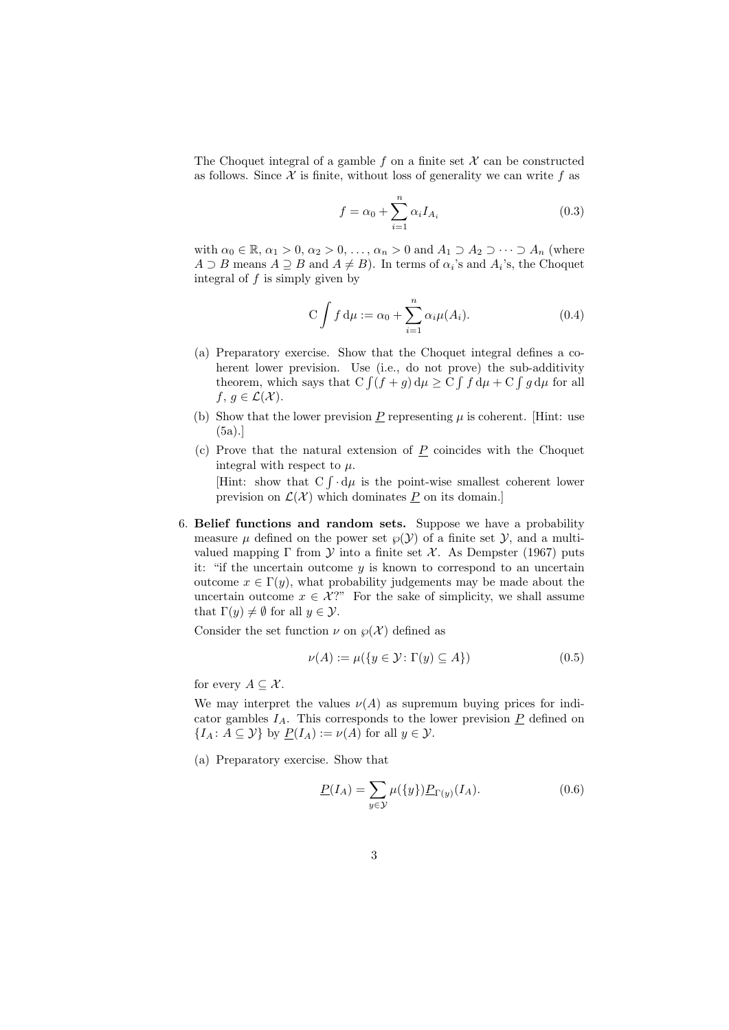The Choquet integral of a gamble $f$ on a finite set $\mathcal{X}$ can be constructed as follows. Since $\mathcal{X}$ is finite, without loss of generality we can write $f$ as

$$f = \alpha_0 + \sum_{i=1}^{n} \alpha_i I_{A_i} \tag{0.3}$$

with $\alpha_0 \in \mathbb{R}$, $\alpha_1 > 0$, $\alpha_2 > 0$, ..., $\alpha_n > 0$ and $A_1 \supset A_2 \supset \cdots \supset A_n$ (where $A \supset B$ means $A \supseteq B$ and $A \neq B$). In terms of $\alpha_i$'s and $A_i$'s, the Choquet integral of $f$ is simply given by

$$\mathrm{C}\int f \,\mathrm{d}\mu := \alpha_0 + \sum_{i=1}^{n} \alpha_i \mu(A_i). \tag{0.4}$$

(a) Preparatory exercise. Show that the Choquet integral defines a coherent lower prevision. Use (i.e., do not prove) the sub-additivity theorem, which says that $\mathrm{C}\int (f+g)\,\mathrm{d}\mu \geq \mathrm{C}\int f\,\mathrm{d}\mu + \mathrm{C}\int g\,\mathrm{d}\mu$ for all $f,\, g \in \mathcal{L}(\mathcal{X})$.

(b) Show that the lower prevision $\underline{P}$ representing $\mu$ is coherent. [Hint: use (5a).]

(c) Prove that the natural extension of $\underline{P}$ coincides with the Choquet integral with respect to $\mu$.
[Hint: show that $\mathrm{C}\int \cdot\,\mathrm{d}\mu$ is the point-wise smallest coherent lower prevision on $\mathcal{L}(\mathcal{X})$ which dominates $\underline{P}$ on its domain.]

6. **Belief functions and random sets.** Suppose we have a probability measure $\mu$ defined on the power set $\wp(\mathcal{Y})$ of a finite set $\mathcal{Y}$, and a multi-valued mapping $\Gamma$ from $\mathcal{Y}$ into a finite set $\mathcal{X}$. As Dempster (1967) puts it: "if the uncertain outcome $y$ is known to correspond to an uncertain outcome $x \in \Gamma(y)$, what probability judgements may be made about the uncertain outcome $x \in \mathcal{X}$?" For the sake of simplicity, we shall assume that $\Gamma(y) \neq \emptyset$ for all $y \in \mathcal{Y}$.

Consider the set function $\nu$ on $\wp(\mathcal{X})$ defined as

$$\nu(A) := \mu(\{y \in \mathcal{Y} \colon \Gamma(y) \subseteq A\}) \tag{0.5}$$

for every $A \subseteq \mathcal{X}$.

We may interpret the values $\nu(A)$ as supremum buying prices for indicator gambles $I_A$. This corresponds to the lower prevision $\underline{P}$ defined on $\{I_A \colon A \subseteq \mathcal{Y}\}$ by $\underline{P}(I_A) := \nu(A)$ for all $y \in \mathcal{Y}$.

(a) Preparatory exercise. Show that

$$\underline{P}(I_A) = \sum_{y \in \mathcal{Y}} \mu(\{y\}) \underline{P}_{\Gamma(y)}(I_A). \tag{0.6}$$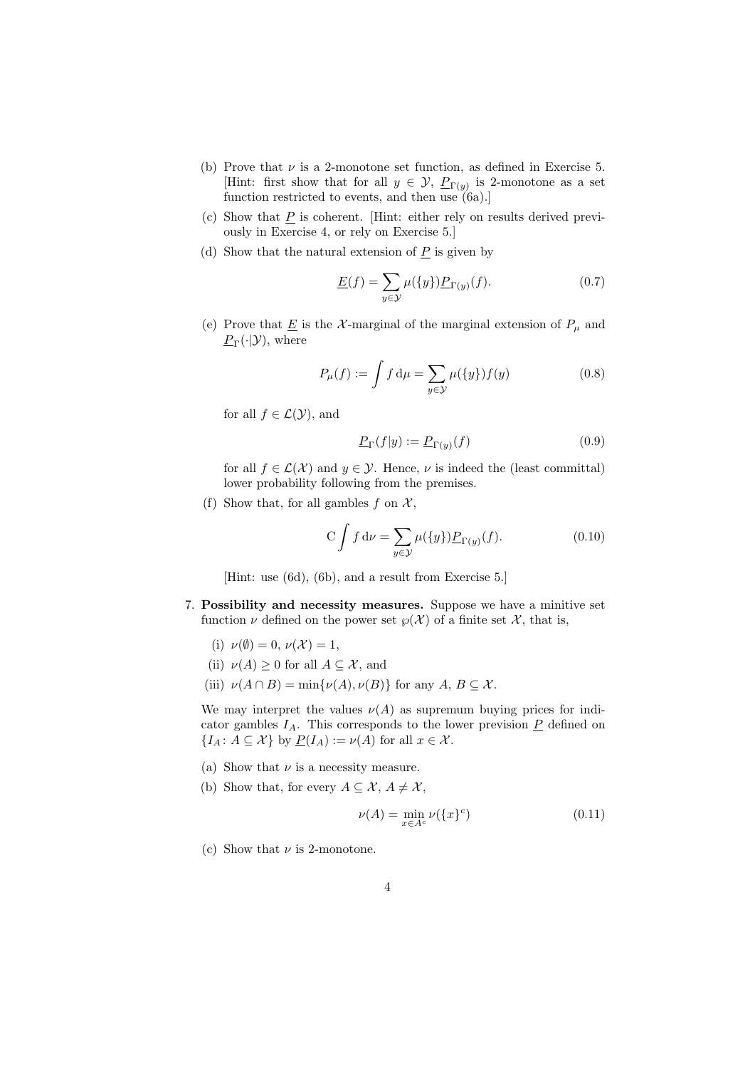(b) Prove that $\nu$ is a 2-monotone set function, as defined in Exercise 5. [Hint: first show that for all $y \in \mathcal{Y}$, $\underline{P}_{\Gamma(y)}$ is 2-monotone as a set function restricted to events, and then use (6a).]

(c) Show that $\underline{P}$ is coherent. [Hint: either rely on results derived previously in Exercise 4, or rely on Exercise 5.]

(d) Show that the natural extension of $\underline{P}$ is given by

$$\underline{E}(f) = \sum_{y \in \mathcal{Y}} \mu(\{y\}) \underline{P}_{\Gamma(y)}(f). \tag{0.7}$$

(e) Prove that $\underline{E}$ is the $\mathcal{X}$-marginal of the marginal extension of $P_\mu$ and $\underline{P}_\Gamma(\cdot|\mathcal{Y})$, where

$$P_\mu(f) := \int f \, \mathrm{d}\mu = \sum_{y \in \mathcal{Y}} \mu(\{y\}) f(y) \tag{0.8}$$

for all $f \in \mathcal{L}(\mathcal{Y})$, and

$$\underline{P}_\Gamma(f|y) := \underline{P}_{\Gamma(y)}(f) \tag{0.9}$$

for all $f \in \mathcal{L}(\mathcal{X})$ and $y \in \mathcal{Y}$. Hence, $\nu$ is indeed the (least committal) lower probability following from the premises.

(f) Show that, for all gambles $f$ on $\mathcal{X}$,

$$\mathrm{C}\int f \, \mathrm{d}\nu = \sum_{y \in \mathcal{Y}} \mu(\{y\}) \underline{P}_{\Gamma(y)}(f). \tag{0.10}$$

[Hint: use (6d), (6b), and a result from Exercise 5.]

7. **Possibility and necessity measures.** Suppose we have a minitive set function $\nu$ defined on the power set $\wp(\mathcal{X})$ of a finite set $\mathcal{X}$, that is,

   (i) $\nu(\emptyset) = 0$, $\nu(\mathcal{X}) = 1$,

   (ii) $\nu(A) \geq 0$ for all $A \subseteq \mathcal{X}$, and

   (iii) $\nu(A \cap B) = \min\{\nu(A), \nu(B)\}$ for any $A$, $B \subseteq \mathcal{X}$.

   We may interpret the values $\nu(A)$ as supremum buying prices for indicator gambles $I_A$. This corresponds to the lower prevision $\underline{P}$ defined on $\{I_A \colon A \subseteq \mathcal{X}\}$ by $\underline{P}(I_A) := \nu(A)$ for all $x \in \mathcal{X}$.

   (a) Show that $\nu$ is a necessity measure.

   (b) Show that, for every $A \subseteq \mathcal{X}$, $A \neq \mathcal{X}$,

   $$\nu(A) = \min_{x \in A^c} \nu(\{x\}^c) \tag{0.11}$$

   (c) Show that $\nu$ is 2-monotone.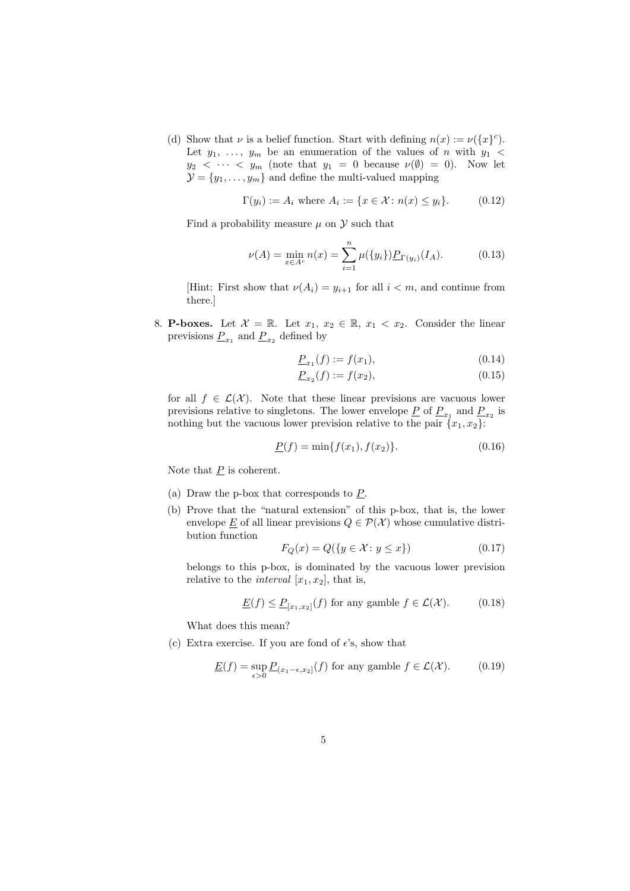(d) Show that $\nu$ is a belief function. Start with defining $n(x) := \nu(\{x\}^c)$. Let $y_1, \ldots, y_m$ be an enumeration of the values of $n$ with $y_1 < y_2 < \cdots < y_m$ (note that $y_1 = 0$ because $\nu(\emptyset) = 0$). Now let $\mathcal{Y} = \{y_1, \ldots, y_m\}$ and define the multi-valued mapping

$$\Gamma(y_i) := A_i \text{ where } A_i := \{x \in \mathcal{X} : n(x) \leq y_i\}. \tag{0.12}$$

Find a probability measure $\mu$ on $\mathcal{Y}$ such that

$$\nu(A) = \min_{x \in A^c} n(x) = \sum_{i=1}^{n} \mu(\{y_i\}) \underline{P}_{\Gamma(y_i)}(I_A). \tag{0.13}$$

[Hint: First show that $\nu(A_i) = y_{i+1}$ for all $i < m$, and continue from there.]

8. **P-boxes.** Let $\mathcal{X} = \mathbb{R}$. Let $x_1, x_2 \in \mathbb{R}$, $x_1 < x_2$. Consider the linear previsions $\underline{P}_{x_1}$ and $\underline{P}_{x_2}$ defined by

$$\underline{P}_{x_1}(f) := f(x_1), \tag{0.14}$$

$$\underline{P}_{x_2}(f) := f(x_2), \tag{0.15}$$

for all $f \in \mathcal{L}(\mathcal{X})$. Note that these linear previsions are vacuous lower previsions relative to singletons. The lower envelope $\underline{P}$ of $\underline{P}_{x_1}$ and $\underline{P}_{x_2}$ is nothing but the vacuous lower prevision relative to the pair $\{x_1, x_2\}$:

$$\underline{P}(f) = \min\{f(x_1), f(x_2)\}. \tag{0.16}$$

Note that $\underline{P}$ is coherent.

(a) Draw the p-box that corresponds to $\underline{P}$.

(b) Prove that the "natural extension" of this p-box, that is, the lower envelope $\underline{E}$ of all linear previsions $Q \in \mathcal{P}(\mathcal{X})$ whose cumulative distribution function

$$F_Q(x) = Q(\{y \in \mathcal{X} : y \leq x\}) \tag{0.17}$$

belongs to this p-box, is dominated by the vacuous lower prevision relative to the *interval* $[x_1, x_2]$, that is,

$$\underline{E}(f) \leq \underline{P}_{[x_1, x_2]}(f) \text{ for any gamble } f \in \mathcal{L}(\mathcal{X}). \tag{0.18}$$

What does this mean?

(c) Extra exercise. If you are fond of $\epsilon$'s, show that

$$\underline{E}(f) = \sup_{\epsilon > 0} \underline{P}_{(x_1 - \epsilon, x_2]}(f) \text{ for any gamble } f \in \mathcal{L}(\mathcal{X}). \tag{0.19}$$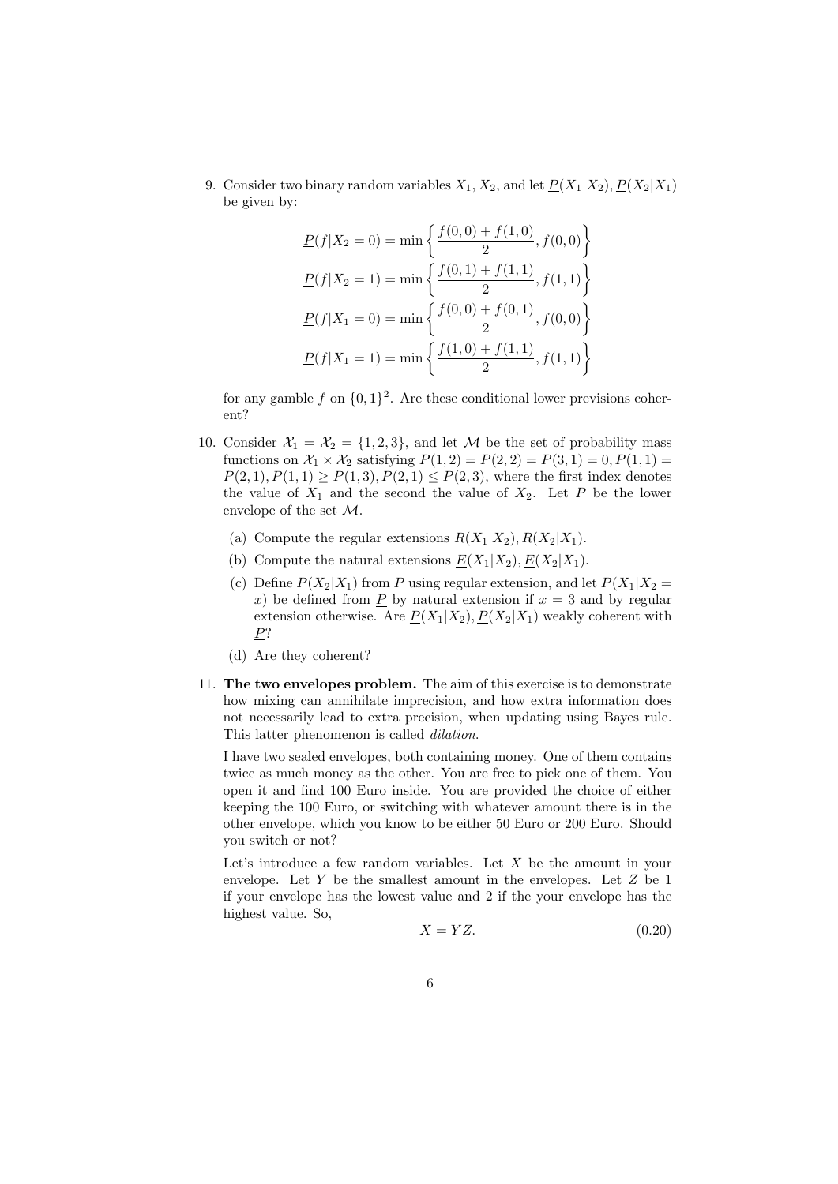9. Consider two binary random variables $X_1, X_2$, and let $\underline{P}(X_1|X_2), \underline{P}(X_2|X_1)$ be given by:

$$\underline{P}(f|X_2 = 0) = \min\left\{\frac{f(0,0) + f(1,0)}{2}, f(0,0)\right\}$$
$$\underline{P}(f|X_2 = 1) = \min\left\{\frac{f(0,1) + f(1,1)}{2}, f(1,1)\right\}$$
$$\underline{P}(f|X_1 = 0) = \min\left\{\frac{f(0,0) + f(0,1)}{2}, f(0,0)\right\}$$
$$\underline{P}(f|X_1 = 1) = \min\left\{\frac{f(1,0) + f(1,1)}{2}, f(1,1)\right\}$$

   for any gamble $f$ on $\{0,1\}^2$. Are these conditional lower previsions coherent?

10. Consider $\mathcal{X}_1 = \mathcal{X}_2 = \{1,2,3\}$, and let $\mathcal{M}$ be the set of probability mass functions on $\mathcal{X}_1 \times \mathcal{X}_2$ satisfying $P(1,2) = P(2,2) = P(3,1) = 0, P(1,1) = P(2,1), P(1,1) \geq P(1,3), P(2,1) \leq P(2,3)$, where the first index denotes the value of $X_1$ and the second the value of $X_2$. Let $\underline{P}$ be the lower envelope of the set $\mathcal{M}$.

    (a) Compute the regular extensions $\underline{R}(X_1|X_2), \underline{R}(X_2|X_1)$.

    (b) Compute the natural extensions $\underline{E}(X_1|X_2), \underline{E}(X_2|X_1)$.

    (c) Define $\underline{P}(X_2|X_1)$ from $\underline{P}$ using regular extension, and let $\underline{P}(X_1|X_2 = x)$ be defined from $\underline{P}$ by natural extension if $x = 3$ and by regular extension otherwise. Are $\underline{P}(X_1|X_2), \underline{P}(X_2|X_1)$ weakly coherent with $\underline{P}$?

    (d) Are they coherent?

11. **The two envelopes problem.** The aim of this exercise is to demonstrate how mixing can annihilate imprecision, and how extra information does not necessarily lead to extra precision, when updating using Bayes rule. This latter phenomenon is called *dilation*.

    I have two sealed envelopes, both containing money. One of them contains twice as much money as the other. You are free to pick one of them. You open it and find 100 Euro inside. You are provided the choice of either keeping the 100 Euro, or switching with whatever amount there is in the other envelope, which you know to be either 50 Euro or 200 Euro. Should you switch or not?

    Let's introduce a few random variables. Let $X$ be the amount in your envelope. Let $Y$ be the smallest amount in the envelopes. Let $Z$ be 1 if your envelope has the lowest value and 2 if the your envelope has the highest value. So,

$$X = YZ. \tag{0.20}$$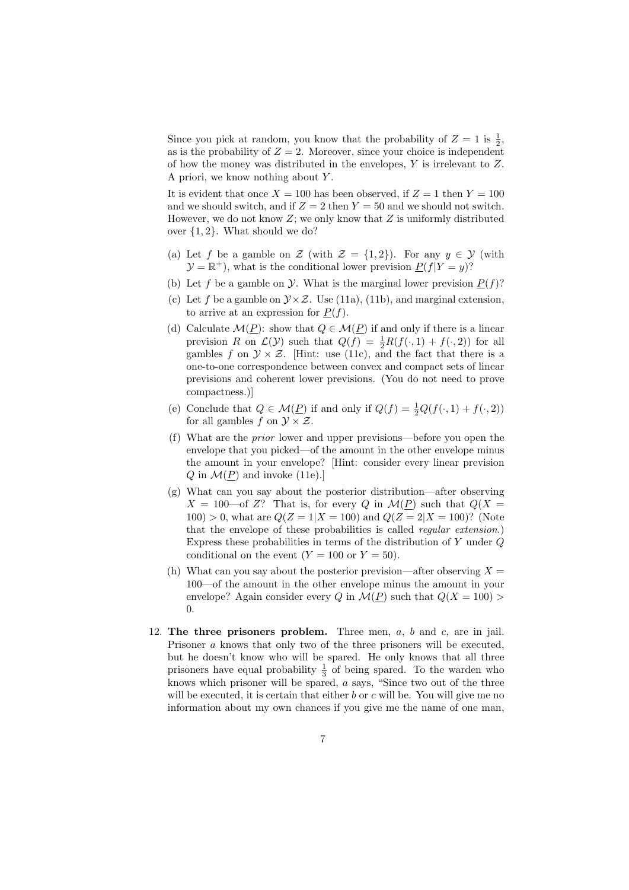Since you pick at random, you know that the probability of $Z = 1$ is $\frac{1}{2}$, as is the probability of $Z = 2$. Moreover, since your choice is independent of how the money was distributed in the envelopes, $Y$ is irrelevant to $Z$. A priori, we know nothing about $Y$.

It is evident that once $X = 100$ has been observed, if $Z = 1$ then $Y = 100$ and we should switch, and if $Z = 2$ then $Y = 50$ and we should not switch. However, we do not know $Z$; we only know that $Z$ is uniformly distributed over $\{1, 2\}$. What should we do?

(a) Let $f$ be a gamble on $\mathcal{Z}$ (with $\mathcal{Z} = \{1, 2\}$). For any $y \in \mathcal{Y}$ (with $\mathcal{Y} = \mathbb{R}^+$), what is the conditional lower prevision $\underline{P}(f|Y = y)$?

(b) Let $f$ be a gamble on $\mathcal{Y}$. What is the marginal lower prevision $\underline{P}(f)$?

(c) Let $f$ be a gamble on $\mathcal{Y} \times \mathcal{Z}$. Use (11a), (11b), and marginal extension, to arrive at an expression for $\underline{P}(f)$.

(d) Calculate $\mathcal{M}(\underline{P})$: show that $Q \in \mathcal{M}(\underline{P})$ if and only if there is a linear prevision $R$ on $\mathcal{L}(\mathcal{Y})$ such that $Q(f) = \frac{1}{2}R(f(\cdot, 1) + f(\cdot, 2))$ for all gambles $f$ on $\mathcal{Y} \times \mathcal{Z}$. [Hint: use (11c), and the fact that there is a one-to-one correspondence between convex and compact sets of linear previsions and coherent lower previsions. (You do not need to prove compactness.)]

(e) Conclude that $Q \in \mathcal{M}(\underline{P})$ if and only if $Q(f) = \frac{1}{2}Q(f(\cdot, 1) + f(\cdot, 2))$ for all gambles $f$ on $\mathcal{Y} \times \mathcal{Z}$.

(f) What are the *prior* lower and upper previsions—before you open the envelope that you picked—of the amount in the other envelope minus the amount in your envelope? [Hint: consider every linear prevision $Q$ in $\mathcal{M}(\underline{P})$ and invoke (11e).]

(g) What can you say about the posterior distribution—after observing $X = 100$—of $Z$? That is, for every $Q$ in $\mathcal{M}(\underline{P})$ such that $Q(X = 100) > 0$, what are $Q(Z = 1|X = 100)$ and $Q(Z = 2|X = 100)$? (Note that the envelope of these probabilities is called *regular extension*.) Express these probabilities in terms of the distribution of $Y$ under $Q$ conditional on the event ($Y = 100$ or $Y = 50$).

(h) What can you say about the posterior prevision—after observing $X = 100$—of the amount in the other envelope minus the amount in your envelope? Again consider every $Q$ in $\mathcal{M}(\underline{P})$ such that $Q(X = 100) > 0$.

12. **The three prisoners problem.** Three men, $a$, $b$ and $c$, are in jail. Prisoner $a$ knows that only two of the three prisoners will be executed, but he doesn't know who will be spared. He only knows that all three prisoners have equal probability $\frac{1}{3}$ of being spared. To the warden who knows which prisoner will be spared, $a$ says, "Since two out of the three will be executed, it is certain that either $b$ or $c$ will be. You will give me no information about my own chances if you give me the name of one man,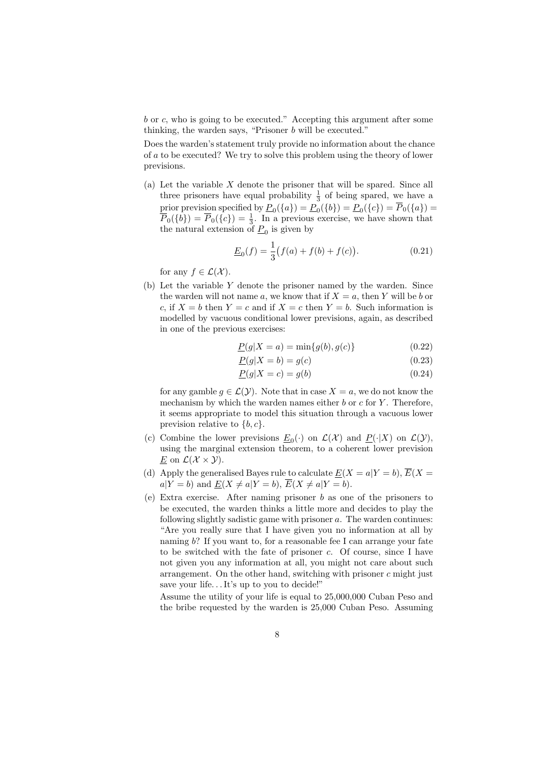$b$ or $c$, who is going to be executed." Accepting this argument after some thinking, the warden says, "Prisoner $b$ will be executed."

Does the warden's statement truly provide no information about the chance of $a$ to be executed? We try to solve this problem using the theory of lower previsions.

(a) Let the variable $X$ denote the prisoner that will be spared. Since all three prisoners have equal probability $\frac{1}{3}$ of being spared, we have a prior prevision specified by $\underline{P}_0(\{a\}) = \underline{P}_0(\{b\}) = \underline{P}_0(\{c\}) = \overline{P}_0(\{a\}) = \overline{P}_0(\{b\}) = \overline{P}_0(\{c\}) = \frac{1}{3}$. In a previous exercise, we have shown that the natural extension of $\underline{P}_0$ is given by

$$\underline{E}_0(f) = \frac{1}{3}\big(f(a) + f(b) + f(c)\big). \tag{0.21}$$

for any $f \in \mathcal{L}(\mathcal{X})$.

(b) Let the variable $Y$ denote the prisoner named by the warden. Since the warden will not name $a$, we know that if $X = a$, then $Y$ will be $b$ or $c$, if $X = b$ then $Y = c$ and if $X = c$ then $Y = b$. Such information is modelled by vacuous conditional lower previsions, again, as described in one of the previous exercises:

$$\underline{P}(g|X = a) = \min\{g(b), g(c)\} \tag{0.22}$$

$$\underline{P}(g|X = b) = g(c) \tag{0.23}$$

$$\underline{P}(g|X = c) = g(b) \tag{0.24}$$

for any gamble $g \in \mathcal{L}(\mathcal{Y})$. Note that in case $X = a$, we do not know the mechanism by which the warden names either $b$ or $c$ for $Y$. Therefore, it seems appropriate to model this situation through a vacuous lower prevision relative to $\{b, c\}$.

(c) Combine the lower previsions $\underline{E}_0(\cdot)$ on $\mathcal{L}(\mathcal{X})$ and $\underline{P}(\cdot|X)$ on $\mathcal{L}(\mathcal{Y})$, using the marginal extension theorem, to a coherent lower prevision $\underline{E}$ on $\mathcal{L}(\mathcal{X} \times \mathcal{Y})$.

(d) Apply the generalised Bayes rule to calculate $\underline{E}(X = a|Y = b)$, $\overline{E}(X = a|Y = b)$ and $\underline{E}(X \neq a|Y = b)$, $\overline{E}(X \neq a|Y = b)$.

(e) Extra exercise. After naming prisoner $b$ as one of the prisoners to be executed, the warden thinks a little more and decides to play the following slightly sadistic game with prisoner $a$. The warden continues: "Are you really sure that I have given you no information at all by naming $b$? If you want to, for a reasonable fee I can arrange your fate to be switched with the fate of prisoner $c$. Of course, since I have not given you any information at all, you might not care about such arrangement. On the other hand, switching with prisoner $c$ might just save your life... It's up to you to decide!"

Assume the utility of your life is equal to 25,000,000 Cuban Peso and the bribe requested by the warden is 25,000 Cuban Peso. Assuming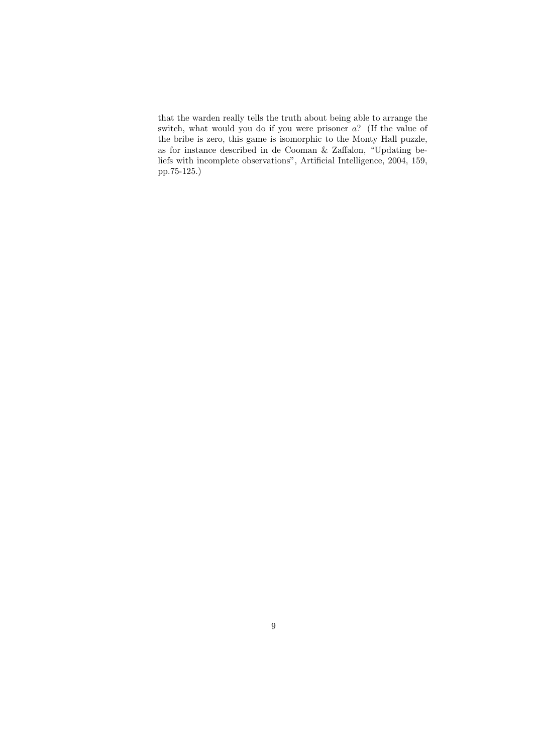that the warden really tells the truth about being able to arrange the switch, what would you do if you were prisoner $a$? (If the value of the bribe is zero, this game is isomorphic to the Monty Hall puzzle, as for instance described in de Cooman & Zaffalon, "Updating beliefs with incomplete observations", Artificial Intelligence, 2004, 159, pp.75-125.)